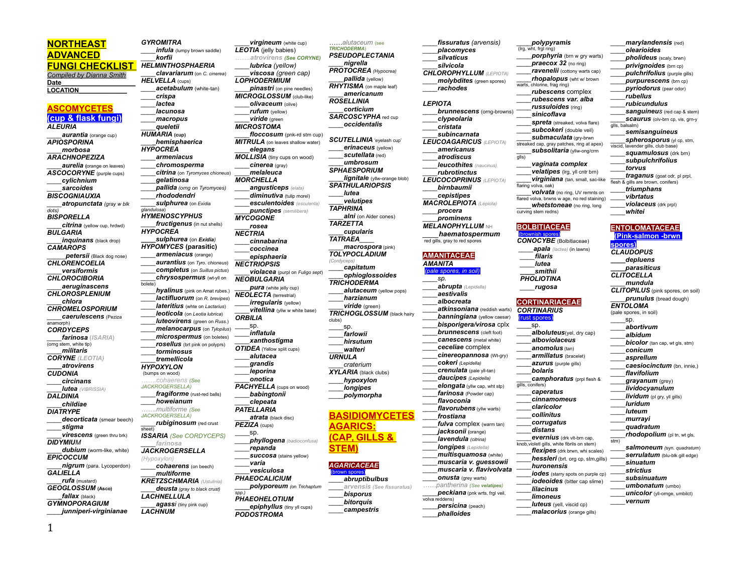# NORTHEAST ADVANCED FUNGI CHECKLIST

Compiled by Dianna Smith

**Date** ______________________

**LOCATION** ______________

## ASCOMYCETES (cup & flask fungi)

***ALEURIA***
____***aurantia*** (orange cup)

***APIOSPORINA***
____***morbosa***

***ARACHNOPEZIZA***
____***aurelia*** (orange on leaves)

***ASCOCORYNE*** (purple cups)
____***cylichnium***
____***sarcoides***

***BISCOGNIAUXIA***
____***atropunctata*** (gray w blk dots)

***BISPORELLA***
____***citrina*** (yellow cup, hrdwd)

***BULGARIA***
____***inquinans*** (black drop)

***CAMAROPS***
____***petersii*** (Black dog nose)

***CHLORENCOELIA***
____***versiformis***

***CHLOROCIBORIA***
____***aeruginascens***

***CHLOROSPLENIUM***
____***chlora***

***CHROMELOSPORIUM***
____***caerulescens*** (Peziza anamorph)

***CORDYCEPS***
____***farinosa*** (*ISARIA*) (orng stem, white tip)
____***militaris***

***CORYNE*** (*LEOTIA*)
____***atrovirens***

***CUDONIA***
____***circinans***
____***lutea*** (*VIBRISSIA*)

***DALDINIA***
____***childiae***

***DIATRYPE***
____***decorticata*** (smear beech)
____***stigma***
____***virescens*** (green thru brk)

***DIDYMIUM***
____***dubium*** (worm-like, white)

***EPICOCCUM***
____***nigrum*** (para. Lycoperdon)

***GALIELLA***
____***rufa*** (mustard)

***GEOGLOSSUM*** (Asco)
____***fallax*** (black)

***GYMNOPORAGIUM***
____***junniperi-virginianae***

***GYROMITRA***
____***infula*** (lumpy brown saddle)
____***korfii***

***HELMINTHOSPHAERIA***
____***clavariarum*** (on *C. cinerea*)

***HELVELLA*** (cups)
____***acetabulum*** (white-tan)
____***crispa***
____***lactea***
____***lacunosa***
____***macropus***
____***queletii***

***HUMARIA*** (cup)
____***hemisphaerica***

***HYPOCREA***
____***armeniacus***
____***chromosperma***
____***citrina*** (on *Tyromyces chioneus*)
____***gelatinosa***
____***pallida*** (orng on *Tyromyces*)
____***rhododendri***
____***sulphurea*** (on *Exidia glandulosa*)

***HYMENOSCYPHUS***
____***fructigenus*** (in nut shells)

***HYPOCREA***
____***sulphurea*** (on ***Exidia***)

***HYPOMYCES*** (parasitic)
____***armeniacus*** (orange)
____***aurantius*** (on *Tyro. chioneus*)
____***completus*** (on *Suillus pictus*)
____***chrysospermus*** (wt-yll on bolete)
____***hyalinus*** (pink on Amat rubes.)
____***lactifluorum*** (on *R. brevipes*)
____***lateritius*** (whte on *Lactarius*)
____***leoticola*** (on *Leotia lubrica*)
____***luteovirens*** (green on *Russ.*)
____***melanocarpus*** (on *Tylopilus*)
____***microspermus*** (on boletes)
____***rosellus*** (brt pink on polyprs)
____***torminosus***
____***tremellicola***

***HYPOXYLON*** (bumps on wood)
…….*cohaerens* (See *JACKROGERSELLA*)
____***fragiforme*** (rust-red balls)
____***howeianum***
…….*multiforme* (See *JACKROGERSELLA*)
____***rubiginosum*** (red crust sheet)

***ISSARIA*** (See CORDYCEPS)
____*farinosa*

***JACKROGERSELLA***
(*Hypoxylon*)
____***cohaerens*** (on beech)
____***multiforme***

***KRETZSCHMARIA*** (*Ustulinia*)
____***deusta*** (gray to black crust)

***LACHNELLULA***
____***agassi*** (tiny pink cup)

***LACHNUM***
____***virgineum*** (white cup)

***LEOTIA*** (jelly babies)
…….*atrovirens* (See *CORYNE*)
____***lubrica*** (yellow)
____***viscosa*** (green cap)

***LOPHODERMIUM***
____***pinastri*** (on pine needles)

***MICROGLOSSUM*** (club-like)
____***olivaceum*** (olive)
____***rufum*** (yellow)
____***viride*** (green

***MICROSTOMA***
____***floccosum*** (pnk-rd stm cup)

***MITRULA*** (on leaves shallow water)
____***elegans***

***MOLLISIA*** (tiny cups on wood)
____***cinerea*** (gray)
____***melaleuca***

***MORCHELLA***
____***angusticeps*** (*elata*)
____***diminutiva*** (tulip morel)
____***esculentoides*** (*esculenta*)
____***punctipes*** (*semilibera*)

***MYCOGONE***
____***rosea***

***NECTRIA***
____***cinnabarina***
____***coccinea***
____***episphaeria***

***NECTRIOPSIS***
____***violacea*** (purpl on *Fuligo sept*)

***NEOBULGARIA***
____***pura*** (white jelly cup)

***NEOLECTA*** (terrestrial)
____***irregularis*** (yellow)
____***vitellina*** (yllw w white base)

***ORBILIA***
____sp.
____***inflatula***
____***xanthostigma***

***OTIDEA*** (Yellow split cups)
____***alutacea***
____***grandis***
____***leporina***
____***onotica***

***PACHYELLA*** (cups on wood)
____***babingtonii***
____***clepeata***

***PATELLARIA***
____***atrata*** (black disc)

***PEZIZA*** (cups)
____sp.
____***phyllogena*** (*badioconfusa*)
____***repanda***
____***succosa*** (stains yellow)
____***varia***
____***vesiculosa***

***PHAEOCLADIUM***
____***polyporeum*** (on *Trichaptum spp.*)

***PHAEOHELOTIUM***
____***epiphyllus*** (tiny yll cups)

***PODOSTROMA***
……*alutaceum* (see *TRICHODERMA*)

***PSEUDOPLECTANIA***
____***nigrella***

***PROTOCREA*** (*Hypocrea*)
____***pallida*** (yellow)

***RHYTISMA*** (on maple leaf)
____***americanum***

***ROSELLINIA***
____***corticium***

***SARCOSCYPHA*** red cup
____***occidentalis***

***SCUTELLINIA*** 'eyelash cup'
____***erinaceus*** (yellow)
____***scutellata*** (red)
____***umbrosum***

***SPHAEROSPORIUM***
____***lignitale*** (yllw-orange blob)

***SPATHULARIOPSIS***
____***lutea***
____***velutipes***

***TAPHRINA***
____***alni*** (on Alder cones)

***TARZETTA***
____***cupularis***

***TATRAEA***____
____***macrospora*** (pink)

***TOLYPOCLADIUM***
(*Cordyceps*)
____***capitatum***
____***ophioglossoides***

***TRICHODERMA***
____***alutaceum*** (yellow pops)
____***harzianum***
____***viride*** (green)

***TRICHOGLOSSUM*** (black hairy clubs)
____sp.
____***farlowii***
____***hirsutum***
____***walteri***

***URNULA***
____*craterium*

***XYLARIA*** (black clubs)
____***hypoxylon***
____***longipes***
____***polymorpha***

## BASIDIOMYCETES AGARICS: (CAP, GILLS & STEM)

### *AGARICACEAE*
(brown spores)
____***abruptibulbus***
……*arvensis* (See *fissuratus*)
____***bisporus***
____***bitorquis***
____***campestris***
____***fissuratus*** (*arvensis*)
____***placomyces***
____***silvaticus***
____***silvicola***

***CHLOROPHYLLUM*** (*LEPIOTA*)
____***molybdites*** (green spores)
____***rachodes***

***LEPIOTA***
____***brunnescens*** (orng-browns)
____***clypeolaria***
____***cristata***
____***subincarnata***

***LEUCOAGARICUS*** (*LEPIOTA*)
____***americanus***
____***atrodiscus***
____***leucothites*** (*naucinus*)
____***rubrotinctus***

***LEUCOCOPRINUS*** (*LEPIOTA*)
____***birnbaumii***
____***cepistipes***

***MACROLEPIOTA*** (*Lepiota*)
____***procera***
____***prominens***

***MELANOPHYLLUM*** NH
____***haematospermum*** red gills, gray to red spores

### AMANITACEAE

***AMANITA***
(pale spores, in soil)
____sp.
____***abrupta*** (*Lepidella*)
____***aestivalis***
____***albocreata***
____***atkinsoniana*** (reddish warts)
____***banningiana*** (yellow caesar)
____***bisporigera/virosa*** cplx
____***brunnescens*** (cleft foot)
____***canescens*** (metal white)
____***ceceliae*** complex
____***cinereopannosa*** (Wt-gry)
____***cokeri*** (*Lepidella*)
____***crenulata*** (pale yll-tan)
____***daucipes*** (*Lepidella*)
____***elongata*** (yllw cap, wht stp)
____***farinosa*** (Powder cap)
____***flavoconia***
____***flavorubens*** (yllw warts)
____***frostiana***
____***fulva*** complex (warm tan)
____***jacksonii*** (orange)
____***lavendula*** (*citrina*)
____***longipes*** (*Lepidella*)
____***multisquamosa*** (white)
____***muscaria v. guessowii***
____***muscaria v. flavivolvata***
____***onusta*** (grey warts)
……*pantherina* (See *velatipes*)
____***peckiana*** (pnk wrts, frgl veil, volva reddens)
____***persicina*** (peach)
____***phalloides***
____***polypyramis*** (lrg, wht, frgl ring)
____***porphyria*** (brn w gry warts)
____***praecox 32*** (no ring)
____***ravenelii*** (cottony warts cap)
____***rhopalopus*** (wht w/ brown warts, chlorine, frag ring)
____***rubescens*** complex
____***rubescens var. alba***
____***russuloides*** (ring)
____***sinicoflava***
____***spreta*** (streaked, volva flare)
____***subcokeri*** (double veil)
____***submaculata*** (gry-brwn streaked cap, gray patches, ring at apex)
____***subsolitaria*** (yllw-ong/crm gils)
____***vaginata complex***
____***velatipes*** (lrg, yll cntr brn)
____***virginiana*** (tan, small, sac-like flaring volva, oak)
____***volvata*** (no ring, UV remnts on flared volva, brwns w age, no red staining)
____***whetstoneae*** (no ring, long curving stem redns)

### BOLBITIACEAE
(brownish spores)

***CONOCYBE*** (Bolbitiaceae)
____***apala*** (*lactea*) (in lawns)
____***filaris***
____***lutea***
____***smithii***

***PHOLIOTINA***
____***rugosa***

### CORTINARIACEAE

***CORTINARIUS***
(rust spores)
____sp.
____***alboluteus***(yel, dry cap)
____***alboviolaceus***
____***anomolus*** (tan)
____***armillatus*** (bracelet)
____***azurus*** (purple gills)
____***bolaris***
____***camphoratus*** (prpl flesh & gills, conifers)
____***caperatus***
____***cinnamomeus***
____***claricolor***
____***collinitus***
____***corrugatus***
____***distans***
____***evernius*** (drk vlt-brn cap, knob,violet gills, white fibrils on stem)
____***flexipes*** (drk brwn, whi scales)
____***hessleri*** (brt. org cp, stm,gills)
____***huronensis***
____***iodes*** (starry spots on purple cp)
____***iodeoides*** (bitter cap slime)
____***lilacinus***
____***limoneus***
____***luteus*** (yell, viscid cp)
____***malacorius*** (orange gills)
____***marylandensis*** (red)
____***olearioides***
____***pholideus*** (scaly, brwn)
____***privignoides*** (brn cp)
____***pulchrifolius*** (purple gills)
____***purpurescens*** (brn cp)
____***pyriodorus*** (pear odor)
____***rubellus***
____***rubicundulus***
____***sanguineus*** (red cap & stem)
____***scaurus*** (olv-brn cp, vis, grn-y glls, balsalm)
____***semisanguineus***
____***spherosporus*** (yl cp, stm, viscid, lavender gills, club base)
____***squamulosus*** (drk brn)
____***subpulchrifolius***
____***torvus***
____***traganus*** (goat odr, pl prpl, flesh & gills are brown, conifers)
____***triumphans***
____***vibrtatus***
____***violaceus*** (drk prpl)
____***whitei***

### ENTOLOMATACEAE
(Pink-salmon -brwn spores)

***CLAUDOPUS***
____***depluens***
____***parasiticus***

***CLITOCELLA***
____***mundula***

***CLITOPILUS*** (pink spores, on soil)
____***prunulus*** (bread dough)

***ENTOLOMA***
(pale spores, in soil)
____sp.
____***abortivum***
____***albidum***
____***bicolor*** (tan cap, wt gls, stm)
____***conicum***
____***asprellum***
____***caesiocinctum*** (bn, innie,)
____***flavifolium***
____***grayanum*** (grey)
____***lividocyanulum***
____***lividum*** (pl gry, yll gills)
____***luridum***
____***luteum***
____***murrayi***
____***quadratum***
____***rhodopolium*** (pl tn, wt gls, stm)
____***salmoneum*** (syn. *quadratum*)
____***serrulatum*** (blu-blk gill edge)
____***sinuatum***
____***strictius***
____***subsinuatum***
____***umbonatum*** (umbo)
____***unicolor*** (yll-ornge, umbilct)
____***vernum***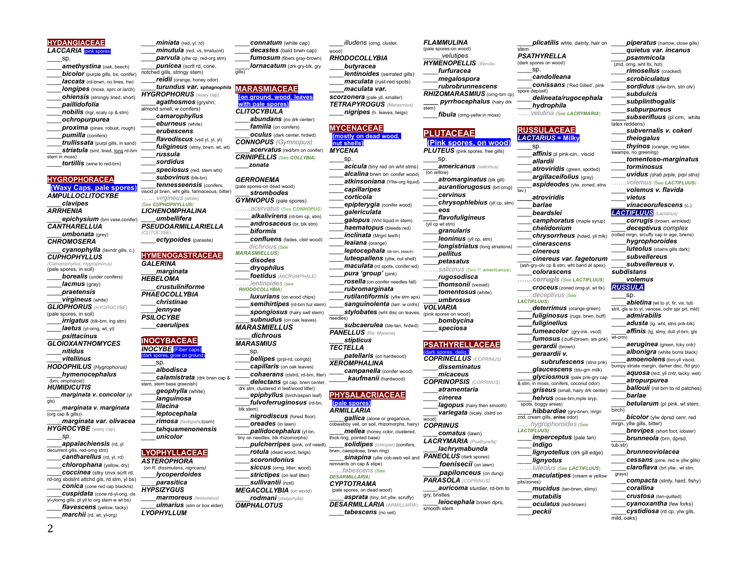## HYDANGIACEAE

***LACCARIA*** (pink spores)

____sp.
____***amethystina*** (oak, beech)
____***bicolor*** (purple gills, bs, conifer)
____***laccata*** (rd-brwn, no lines, hw)
____***longipes*** (moss, sprc or larch)
____***ohiensis*** (strongly lined, short)
____***paillidofolia***
____***nobilis*** (lrgr, scaly cp & stm)
____***ochropurpurea***
____***proxima*** (pines, robust, rough)
____***pumilla*** (conifers)
____***trullissata*** (purpl gills, in sand)
____***striatula*** (sml, lined, long rd-brn stem in moss)
____***tortillis*** (wine to red-brn)

## HYGROPHORACEA

(Waxy Caps, pale spores)

***AMPULLOCLITOCYBE***
____***clavipes***

***ARRHENIA***
____***epichysium*** (brn vase,conifer)

***CANTHARELLUA***
____***umbonata*** (grey)

***CHROMOSERA***
____***cyanophylla*** (lavndr gills, c.)

***CUPHOPHYLLUS***
*(Camarophyllus, Hygrophorus)*
(pale spores, in soil)
____***borealis*** (under conifers)
____***lacmus*** (gray)
____***praetensis***
____***virgineus*** (white)

***GLIOPHORUS*** (HYGROCYBE)
(pale spores, in soil)
____***irrigatus*** (blk-brn, lng stm)
____***laetus*** (yl-orng, wt, yl)
____***psittacinus***

***GLOIOXANTHOMYCES***
____***nitidus***
____***vitellinus***

***HODOPHILUS*** *(Hygrophorus)*
____***hymenocephalus***
(brn, omphaloid)

***HUMIDICUTIS***
____***marginata v. concolor*** (yl gls)
____***marginata v. marginata*** (org cap & gills))
____***marginata var. olivacea***

***HYGROCYBE*** (waxy cap)
____*sp.*
____***appalachiensis*** (rd, yl decurrent gills, red-orng stm)
____***cantharellus*** (rd, yl, rd)
____***chlorophana*** (yellow, dry)
____***coccinea*** (stky cnvx scrlt rd, rd-org sbdstnt attchd gls, rd stm, yl bs)
____***conica*** (cone red cap blackns)
____***cuspidata*** (cone rd-yl-ong, cls yl-ylorng gills, pl yll to org stem w wt bs)
____***flavescens*** (yellow, tacky)
____***marchii*** (rd, wt, yl-org)
____***miniata*** (red, yl, rd)
____***minutula*** (red, vs, trnslucnt)
____***parvula*** (yllw cp, red-org stm)
____***punicea*** (scrlt rd, cone, notched gills, stringy stem)
____***reidii*** (orange, honey odor)
____***turundus var. sphagnophila***

***HYGROPHORUS*** (waxy cap)
____***agathosmus*** (gryshn, almond smell, w conifers)
____***camarophyllus***
____***eburneus*** (white)
____***erubescens***
____***flavodiscus*** (vsd yl, yl, yl)
____***fuligineus*** (slmy, brwn, wt, wt)
____***russula***
____***sordidus***
____***speciosus*** (red, stem wht)
____***subovinus*** (blk-bn)
____***tennesseensis*** (conifers, viscid pl brwn, wht gills, farinaceous, bitter)
…… *virgineus* (white)
*(See CUPHOPHYLLUS)*

***LICHENOMPHALINA***
____***umbellifera***

***PSEUDOARMILLARIELLA***
(CLITOCYBE)
____***ectypoides*** (parasite)

## HYMENOGASTRACEAE

***GALERINA***
____***marginata***

***HEBELOMA***
____***crustuliniforme***

***PHAEOCOLLYBIA***
____***christinae***
____***jennyae***

***PSILOCYBE***
____***caerulipes***

## INOCYBACEAE

***INOCYBE*** (Fiber caps)
(dark spores, grow on ground)
____sp.
____***albodisca***
____***calamistrata*** (drk brwn cap & stem, stem base greenish)
____***geophylla*** (white)
____***languinosa***
____***lilacina***
____***leptocephala***
____***rimosa*** (fastigiata)(corn)
____***tahquamenonensis***
____***unicolor***

## LYOPHYLLACEAE

***ASTEROPHORA***
(on R. dissimulans, nigricans)
____***lycoperdoides***
____***parasitica***

***HYPSIZYGUS***
____***marmoreus*** (tessulatus)
____***ulmarius*** (elm or box elder)

***LYOPHYLLUM***
____***connatum*** (white cap)
____***decastes*** (bald brwn cap)
____***fumosum*** (fibers gray-brown)
____***lornacatum*** (drk gry-blk, gry gills)

## MARASMIACEAE

(on ground, wood, leaves with pale spores)

***CLITOCYBULA***
____***abundans*** (no drk center)
____***familia*** (on conifers)
____***oculus*** (dark center, hrdwd)

***CONNOPUS*** *(Gymnopus)*
____***acervatus*** (red/brn on conifer)

***CRINIPELLIS*** *(See COLLYBIA)*
____***zonata***

***GERRONEMA***
(pale spores-on dead wood)
____***strombodes***

***GYMNOPUS*** (pale spores)
…….*acervatus* (See *CONNOPUS*)
____***alkalivirens*** (rd-brn cp, stm)
____***androsaceus*** (br, blk stm)
____***biformis***
____***confluens*** (fades, clstr wood)
……*dichrous* (See *MARASMIELLUS*)
____***disodes***
____***dryophilus***
____***foetidus*** (MICROMPHALE)
…….*lentinoides* (see *RHODOCOLLYBIA*)
____***luxurians*** (on wood chips)
____***semihirtipes*** (rd-brn fuz stem)
____***spongiosus*** (hairy swll stem)
____***subnudus*** (on oak leaves)

***MARASMIELLUS***
____***dichrous***

***MARASMIUS***
____sp.
____***bellipes*** (prpl-rd, corrgtd)
____***capillaris*** (on oak leaves)
____***cohaerans*** (clstrd, rd-brn, litter)
____***delectans*** (pl cap, brwn center, drk stm, clustered in leaf/wood litter)
____***epiphyllus*** (birch/aspen leaf)
____***fulvoferruginosus*** (rd-brn, blk stem)
____***nigrodiscus*** (forest floor)
____***oreades*** (in lawn)
____***pallidocephalus*** (yl-bn, tiny on needles, blk rhizomorphs)
____***pulcherripes*** (pink, cnf needl)
____***rotula*** (dead wood, twigs)
____***scorondonius***
____***siccus*** (orng, litter, wood)
____***strictipes*** (on leaf litter)
____***sullivantii*** (rust)

***MEGACOLLYBIA*** (on wood)
____***rodmani*** (platyphylla)

***OMPHALOTUS***
____*illudens* (orng, cluster, wood)

***RHODOCOLLYBIA***
____***butyracea***
____***lentinoides*** (serrated gills)
____***maculata*** (rust-red spots)
____***maculata var.***
***scorzonera*** (pale yll, smaller)

***TETRAPYROGUS*** (Marasmius)
____***nigripes*** (h. leaves, twigs)

## MYCENACEAE

(mostly on dead wood, nut shells)

***MYCENA***
____sp.
____***acicula*** (tiny red on wht stms)
____***alcalina*** brwn on conifer wood)
____***atkinsoniana*** (Yllw-org liquid)
____***capillaripes***
____***corticola***
____***epipterygia*** (conifer wood)
____***galericulata***
____***galopus*** (Wht liquid in stem)
____***haematopus*** (bleeds red)
____***inclinata*** (Mrgnl teeth)
____***leaiana*** (orange)
____***leptocephala*** (dk-brn, bleach)
____***luteopallens*** (yllw, nut shell)
____***maculata*** (rd spots, conifer wd)
____***pura 'group'*** (pink)
____***rosella*** (on conifer needles fall)
____***rubromarginata***
____***rutilantiformis*** (yllw stm apx)
____***sanguinolenta*** (terr. w cnfrs)
____***stylobates*** (wht disc on leaves, needles)
____***subcaerulea*** (ble-tan, hrdwd)

***PANELLUS*** (Re: *Mycena*)
____***stipticus***

***TECTELLA***
____***patellaris*** (on hardwood)

***XEROMPHALINA***
____***campanella*** (conifer wood)
______***kaufmanii*** (hardwood)

## PHYSALACRIACEAE

(pale spores)

***ARMILLARIA***
____***gallica*** (alone or gregarious, cobwebby veil, on soil, rhizomorphs, hairy)
____***mellea*** (honey color, clustered, thick ring, pointed base)
____***solidipes*** (ostoyae) (conifers, brwn, caespitose, brwn ring)
____***sinapina*** (yllw cob-web veil and remnants on cap & stipe)
……*tabescens* (See *DESARMILLARIA*)

***CYPTOTRAMA***
(pale spores, on dead wood)
____***asprata*** (tiny, brt yllw, scruffy)

***DESARMILLARIA*** (ARMILLARIA)
____***tabescens*** (no veil)

***FLAMMULINA***
(pale spores-on wood)
_____*velutipes*

***HYMENOPELLIS*** (Xerula)
____***furfuracea***
____***megalospora***
____***rubrobrunnescens***

***RHIZOMARASMIUS*** (orng-brn cp)
_____ ***pyrrhocephalus*** (hairy drk stem)
____***fibula*** (orng-yellw in moss)

## PLUTACEAE

(Pink spores, on wood)

***PLUTEUS*** (pink spores, free gills)
____sp.
____***americanus*** (salicinus) (on willow)
____***atromarginatus*** (blk gill)
____***aurantiorugosus*** (brt orng)
____***cervinus***
____***chrysophlebius*** (yll cp, stm)
____***eos***
____***flavofuligineus*** (yll cp wt stm)
____***granularis***
____***leoninus*** (yll cp, stm)
____***longistriatus*** (long striations)
____***pellitus***
____***petasatus***
…….*salicinus* (See *P. americanus*)
____***rugosodisca***
____***thomsonii*** (veined)
____***tomentosus*** (white)
____***umbrosus***

***VOLVARIA***
(pink spores on wood)
____***bombycina***
____***speciosa***

## PSATHYRELLACEAE

(dark spores, deliq.)

***COPRINELLUS*** (COPRINUS)
____***disseminatus***
____***micaceus***

***COPRINOPSIS*** (COPRINUS)
____***atramentaria***
____***cinerea***
____***lagopus*** (hairy then smooth)
____***variegata*** (scaly, clstrd on wood)

***COPRINUS***
____***comatus*** (lawn)

***LACRYMARIA*** (Psathyrella)
____***lachrymabunda***

***PANEOLUS*** (dark spores)
____***foenisecii*** (on lawn)
____***papilonceus*** (on dung)

***PARASOLA*** (COPRINUS)
____***auricoma*** sturdier, rd-brn to gry, bristles
____***leiocephala*** brown dprs, smooth stem
____***plicatilis*** whte, dainty, hair on stem

***PSATHYRELLA***
(dark spores on wood)
____sp.
____***candolleana***
____***conissans*** ('Red Gilled', pink spore deposit)
____***delineata/rugocephala***
____***hydrophila***
……*velutina* (See *LACRYMARIA*)

## RUSSULACEAE

***LACTARIUS = Milky***
____sp.
____***affinis*** pl pink-cin., viscid
____***allardii***
____***atroviridis*** (green, spotted)
____***argillaceifolius*** (gray)
____***aspideodes*** (ylw, zoned, stns lav.)
____***atroviridis***
____***barlae***
____***beardslei***
____***camphoratus*** (maple syrup)
____***chelidonium***
____***chrysorrheus*** (hdwd, yll mlk)
____***cinerascens***
____***cinereus***
____***cinereus var. fagetorum*** (ash-gry-olv cp & stm, wht band at apex)
____***colorascens***
…….*corrugis* (See *LACTIFLUUS*)
____***croceus*** (zoned orng-yl, wt ltx)
…….*deceptivus* (See *LACTIFLUUS*)
____***deterrimus*** (orange-green)
____***fuliginosus*** (rugs, brwn, buff)
____***fuliginellus***
____***fumeacolor*** (gry-ink, vscd)
____***fumosus*** ( buff-(brown, sts pnk)
____***gerardii*** (brown)
____***geraardii v.***
***subrufescens*** (stns pnk)
____***glaucescens*** (blu-grn milk)
____***glyciosmus*** (pale pnk-gry cap & stm, in moss, conifers, coconut odor)
____***griseus*** (small, hairy drk center)
____***helvus*** (rose-brn,mple sryp, spots, boggy areas)
____***hibbardiae*** (gry-brwn, mrgn znd, cream gills, **anise** odor)
……*hygrophoroides* (See *LACTIFLUUS*)
____***imperceptus*** (pale tan)
____***indigo***
____***lignyotellus*** (drk gill edge)
____***lignyotus***
……*luteolus* (See *LACTIFLUUS*)
____***maculatipes*** (cream w yellow pits/zones)
____***mucidus*** (tan-brwn, slimy)
____***mutabilis***
____***oculatus*** (red-brown)
____***peckii***
____***piperatus*** (narrow, close gills)
____***quietus var. incanus***
____***psammicola*** (znd, orng, wht ltx, hot)
____***rimosellus*** (cracked)
____***scrobiculatus***
____***sordidus*** (ylw-brn, stn olv)
____***subdulcis***
____***subplinthogalis***
____***subpurpureus***
____***subserifluus*** (pl crm, white latex reddens)
____***subvernalis v. cokeri***
____***theiogalus***
____***thyinos*** (orange, org latex, swamps, no greening)
____***tomentoso-marginatus***
____***torminosus***
____***uvidus*** (drab prple, prpl stns)
…….*volemus* (See *LACTIFLUUS*)
____***volemus v. flavida***
____***vietus***
____***vinaceorufescens*** (c.)

***LACTIFLUUS*** (Lactarius)
____***corrugis*** (brown, wrinkled)
____***deceptivus complex*** (rolled mrgn, scruffy cap in age, brwns)
____***hygrophoroides***
____***luteolus*** (stains gills dark)
____***subvellereus***
____***subvellereus v. subdistans***
____***volemus***

***RUSSULA***
____sp.
____***abietina*** (wt to yl, fir, vis, tub strit, gls w to yl, venose, ochr spr prt, mld)
____***adusta*** (lg. wht, stns pnk-blk)
____***affinis*** (lg, slmy, dull yl-brn, gls wt-crm)
____***aeruginea*** (green, tcky cntr)
____***albonigra*** (white bcms black)
____***amoenolens*** (brn-yll viscid, bumpy striate margin, darker disc, ftd grp)
____***aquosa*** (red, yll cntr, tacky, wet)
____***atropurpurea***
____***ballouii*** (rst brn to rd patches)
____***barlae***
____***betularum*** (pl pink, wt stem, birch)
____***bicolor*** (ylw dprsd cenr, red mrgn, yllw gills, bitter)
____***brevipes*** (short foot, lobster)
____***brunneola*** (brn, dprsd, tub.str)
____***brunneoviolacea***
____***cessans*** (pine, red w yllw gills)
____***claroflava*** (brt yllw., wt stm, grays)
____***compacta*** (strdy, hard, fishy)
____***corallina***
____***crustosa*** (tan-quilted)
____***cyanoxantha*** (few forks)
____***cystidiosa*** (rd cp, ylw gils, mild, oaks)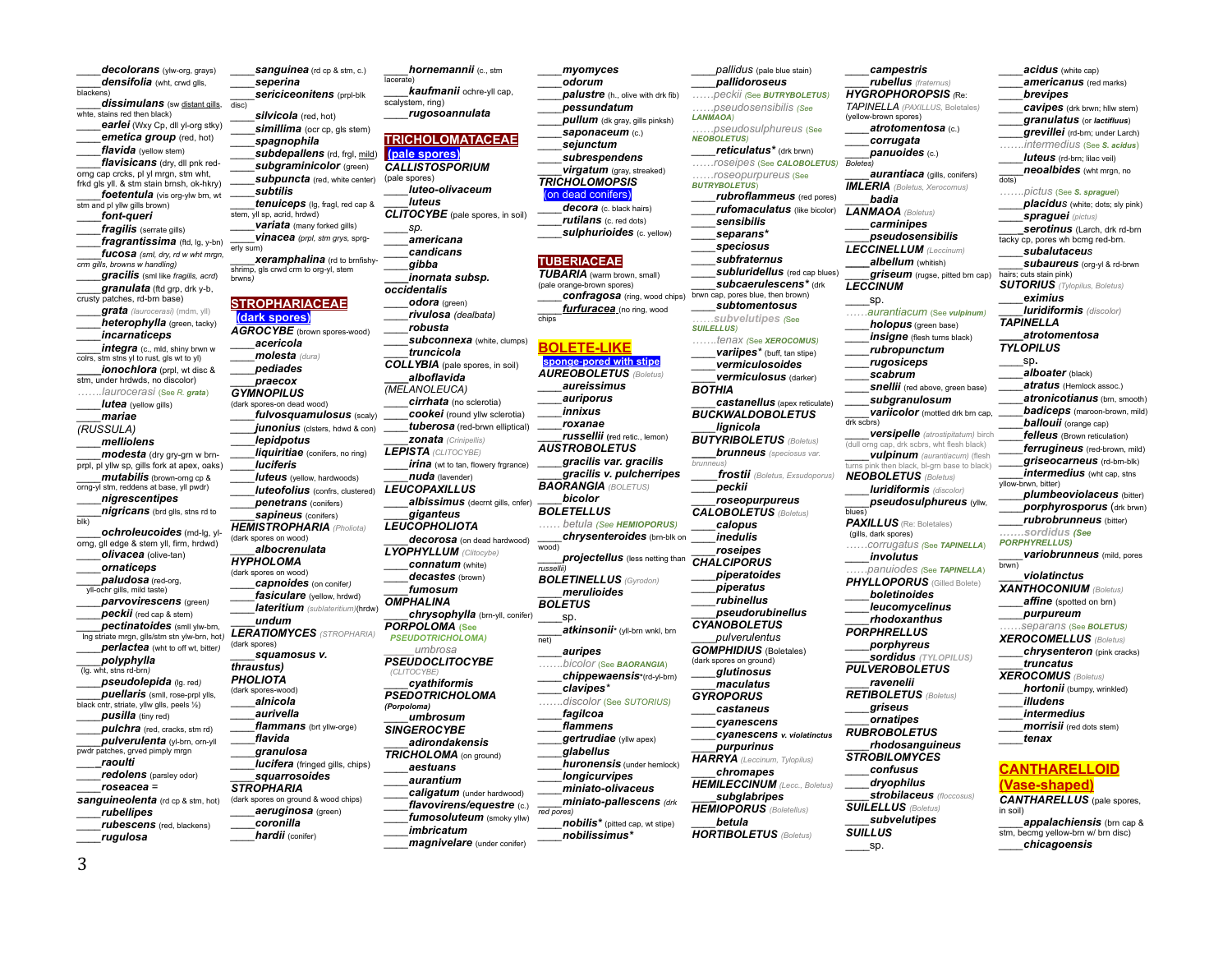____***decolorans*** (ylw-org, grays)
____***densifolia*** (wht, crwd glls, blackens)
____***dissimulans*** (sw distant gills, white, stains red then black)
____***earlei*** (Wxy Cp, dll yl-org stky)
____***emetica group*** (red, hot)
____***flavida*** (yellow stem)
____***flavisicans*** (dry, dll pnk red-orng cap crcks, pl yl mrgn, stm wht, frkd gls yll. & stm stain brnsh, ok-hkry)
____***foetentula*** (vis org-ylw brn, wt stm and pl yllw gills brown)
____***font-queri***
____***fragilis*** (serrate gills)
____***fragrantissima*** (ftd, lg, y-bn)
____***fucosa*** (sml, dry, rd w wht mrgn, crm gills, browns w handling)
____***gracilis*** (sml like *fragilis, acrd*)
____***granulata*** (ftd grp, drk y-b, crusty patches, rd-brn base)
____***grata*** (laurocerasi) (mdm, yll)
____***heterophylla*** (green, tacky)
____***incarnaticeps***
____***integra*** (c., mld, shiny brwn w colrs, stm stns yl to rust, gls wt to yl)
____***ionochlora*** (prpl, wt disc & stm, under hrdwds, no discolor)
…….*laurocerasi* (See *R. grata*)
____***lutea*** (yellow gills)
____***mariae***
*(RUSSULA)*
____***melliolens***
____***modesta*** (dry gry-grn w brn-prpl, pl yllw sp, gills fork at apex, oaks)
____***mutabilis*** (brown-orng cp & orng-yl stm, reddens at base, yll pwdr)
____***nigrescentipes***
____***nigricans*** (brd glls, stns rd to blk)
____***ochroleucoides*** (md-lg, yl-orng, gll edge & stem yll, firm, hrdwd)
____***olivacea*** (olive-tan)
____***ornaticeps***
____***paludosa*** (red-org, yll-ochr gills, mild taste)
____***parvovirescens*** (green)
____***peckii*** (red cap & stem)
____***pectinatoides*** (smll ylw-brn, lng striate mrgn, glls/stm stn ylw-brn, hot)
____***perlactea*** (wht to off wt, bitter)
____***polyphylla*** (lg. wht, stns rd-brn)
____***pseudolepida*** (lg. red)
____***puellaris*** (smll, rose-prpl ylls, black cntr, striate, yllw gls, peels ½)
____***pusilla*** (tiny red)
____***pulchra*** (red, cracks, stm rd)
____***pulverulenta*** (yl-brn, orn-yll pwdr patches, grved pimply mrgn
____***raoulti***
____***redolens*** (parsley odor)
____***roseacea*** =
***sanguineolenta*** (rd cp & stm, hot)
____***rubellipes***
____***rubescens*** (red, blackens)
____***rugulosa***

____***sanguinea*** (rd cp & stm, c.)
____***seperina***
____***sericeonitens*** (prpl-blk disc)
____***silvicola*** (red, hot)
____***simillima*** (ocr cp, gls stem)
____***spagnophila***
____***subdepallens*** (rd, frgl, mild)
____***subgraminicolor*** (green)
____***subpuncta*** (red, white center)
____***subtilis***
____***tenuiceps*** (lg, fragl, red cap & stem, yll sp, acrid, hrdwd)
____***variata*** (many forked gills)
____***vinacea*** (prpl, stm grys, sprg-erly sum)
____***xeramphalina*** (rd to brnfishy-shrimp, gls crwd crm to org-yl, stem brwns)

## STROPHARIACEAE (dark spores)

***AGROCYBE*** (brown spores-wood)
____***acericola***
____***molesta*** (dura)
____***pediades***
____***praecox***
***GYMNOPILUS***
(dark spores-on dead wood)
____***fulvosquamulosus*** (scaly)
____***junonius*** (clsters, hdwd & con)
____***lepidpotus***
____***liquiritiae*** (conifers, no ring)
____***luciferis***
____***luteus*** (yellow, hardwoods)
____***luteofolius*** (confrs, clustered)
____***penetrans*** (conifers)
____***sapineus*** (conifers)
***HEMISTROPHARIA*** (Pholiota)
(dark spores on wood)
____***albocrenulata***
***HYPHOLOMA***
(dark spores on wood)
____***capnoides*** (on conifer)
____***fasiculare*** (yellow, hrdwd)
____***lateritium*** (sublateritium)(hrdw)
____***undum***
***LERATIOMYCES*** (STROPHARIA)
(dark spores)
____***squamosus v. thraustus)***
***PHOLIOTA***
(dark spores-wood)
____***alnicola***
____***aurivella***
____***flammans*** (brt yllw-orge)
____***flavida***
____***granulosa***
____***lucifera*** (fringed gills, chips)
____***squarrosoides***
***STROPHARIA***
(dark spores on ground & wood chips)
____***aeruginosa*** (green)
____***coronilla***
____***hardii*** (conifer)

____***hornemannii*** (c., stm lacerate)
____***kaufmanii*** ochre-yll cap, scalystem, ring)
____***rugosoannulata***

## TRICHOLOMATACEAE (pale spores)

***CALLISTOSPORIUM***
(pale spores)
____***luteo-olivaceum***
____***luteus***
***CLITOCYBE*** (pale spores, in soil)
____*sp.*
____***americana***
____***candicans***
____***gibba***
____***inornata subsp. occidentalis***
____***odora*** (green)
____***rivulosa*** (dealbata)
____***robusta***
____***subconnexa*** (white, clumps)
____***truncicola***
***COLLYBIA*** (pale spores, in soil)
____***alboflavida***
*(MELANOLEUCA)*
____***cirrhata*** (no sclerotia)
____***cookei*** (round yllw sclerotia)
____***tuberosa*** (red-brwn elliptical)
____***zonata*** (Crinipellis)
***LEPISTA*** (CLITOCYBE)
____***irina*** (wt to tan, flowery frgrance)
____***nuda*** (lavender)
***LEUCOPAXILLUS***
____***albissimus*** (decrnt gills, cnfer)
____***giganteus***
***LEUCOPHOLIOTA***
____***decorosa*** (on dead hardwood)
***LYOPHYLLUM*** (Clitocybe)
____***connatum*** (white)
____***decastes*** (brown)
____***fumosum***
***OMPHALINA***
____***chrysophylla*** (brn-yll, conifer)
***PORPOLOMA*** (See *PSEUDOTRICHOLOMA*)
____*umbrosa*
***PSEUDOCLITOCYBE***
(CLITOCYBE)
____***cyathiformis***
***PSEDOTRICHOLOMA***
*(Porpoloma)*
____***umbrosum***
***SINGEROCYBE***
____***adirondakensis***
***TRICHOLOMA*** (on ground)
____***aestuans***
____***aurantium***
____***caligatum*** (under hardwood)
____***flavovirens/equestre*** (c.)
____***fumosoluteum*** (smoky yllw)
____***imbricatum***
____***magnivelare*** (under conifer)

____***myomyces***
____***odorum***
____***palustre*** (h., olive with drk fib)
____***pessundatum***
____***pullum*** (dk gray, gills pinksh)
____***saponaceum*** (c.)
____***sejunctum***
____***subrespendens***
____***virgatum*** (gray, streaked)
***TRICHOLOMOPSIS***
(on dead conifers)
____***decora*** (c. black hairs)
____***rutilans*** (c. red dots)
____***sulphurioides*** (c. yellow)

## TUBERIACEAE

***TUBARIA*** (warm brown, small)
(pale orange-brown spores)
____***confragosa*** (ring, wood chips)
____***furfuracea*** (no ring, wood chips)

## BOLETE-LIKE

**sponge-pored with stipe**

***AUREOBOLETUS*** (Boletus)
____***aureissimus***
____***auriporus***
____***innixus***
____***roxanae***
____***russellii*** (red retic., lemon)
***AUSTROBOLETUS***
____***gracilis var. gracilis***
____***gracilis v. pulcherripes***
***BAORANGIA*** (BOLETUS)
____***bicolor***
***BOLETELLUS***
…… *betula* (See *HEMIOPORUS*)
____***chrysenteroides*** (brn-blk on wood)
____***projectellus*** (less netting than russellii)
***BOLETINELLUS*** (Gyrodon)
____***merulioides***
***BOLETUS***
____sp.
____***atkinsonii**** (yll-brn wnkl, brn net)
____***auripes***
…….*bicolor* (See *BAORANGIA*)
____***chippewaensis****(rd-yl-brn)
____***clavipes****
…….*discolor* (See *SUTORIUS*)
____***fagilcoa***
____***flammens***
____***gertrudiae*** (yllw apex)
____***glabellus***
____***huronensis*** (under hemlock)
____***longicurvipes***
____***miniato-olivaceus***
____***miniato-pallescens*** (drk red pores)
____***nobilis**** (pitted cap, wt stipe)
____***nobilissimus****

____***pallidus*** (pale blue stain)
____***pallidoroseus***
……*peckii* (See *BUTRYBOLETUS*)
……*pseudosensibilis* (See *LANMAOA*)
……*pseudosulphureus* (See *NEOBOLETUS*)
____***reticulatus**** (drk brwn)
……*roseipes* (See *CALOBOLETUS*)
……*roseopurpureus* (See *BUTRYBOLETUS*)
____***rubroflammeus*** (red pores)
____***rufomaculatus*** (like bicolor)
____***sensibilis***
____***separans****
____***speciosus***
____***subfraternus***
____***subluridellus*** (red cap blues)
____***subcaerulescens**** (drk brwn cap, pores blue, then brown)
____***subtomentosus***
……*subvelutipes* (See *SUILELLUS*)
…….*tenax* (See *XEROCOMUS*)
____***variipes**** (buff, tan stipe)
____***vermiculosoides***
____***vermiculosus*** (darker)
***BOTHIA***
____***castanellus*** (apex reticulate)
***BUCKWALDOBOLETUS***
____***lignicola***
***BUTYRIBOLETUS*** (Boletus)
____***brunneus*** (speciosus var. brunneus)
____***frostii*** (Boletus, Exsudoporus)
____***peckii***
____***roseopurpureus***
***CALOBOLETUS*** (Boletus)
____***calopus***
____***inedulis***
____***roseipes***
***CHALCIPORUS***
____***piperatoides***
____***piperatus***
____***rubinellus***
____***pseudorubinellus***
***CYANOBOLETUS***
____***pulverulentus***
***GOMPHIDIUS*** (Boletales)
(dark spores on ground)
____***glutinosus***
____***maculatus***
***GYROPORUS***
____***castaneus***
____***cyanescens***
____***cyanescens v. violatinctus***
____***purpurinus***
***HARRYA*** (Leccinum, Tylopilus)
____***chromapes***
***HEMILECCINUM*** (Lecc., Boletus)
____***subglabripes***
***HEMIOPORUS*** (Boletellus)
____***betula***
***HORTIBOLETUS*** (Boletus)

____***campestris***
____***rubellus*** (fraternus)
***HYGROPHOROPSIS*** (Re: *TAPINELLA* (PAXILLUS, Boletales) (yellow-brown spores)
____***atrotomentosa*** (c.)
____***corrugata***
____***panuoides*** (c.)
*Boletes)*
____***aurantiaca*** (gills, conifers)
***IMLERIA*** (Boletus, Xerocomus)
____***badia***
***LANMAOA*** (Boletus)
____***carminipes***
____***pseudosensibilis***
***LECCINELLUM*** (Leccinum)
____***albellum*** (whitish)
____***griseum*** (rugse, pitted brn cap)
***LECCINUM***
____sp.
……*aurantiacum* (See *vulpinum*)
____***holopus*** (green base)
____***insigne*** (flesh turns black)
____***rubropunctum***
____***rugosiceps***
____***scabrum***
____***snellii*** (red above, green base)
____***subgranulosum***
____***variicolor*** (mottled drk brn cap, drk scbrs)
____***versipelle*** (atrostipitatum) birch (dull orng cap, drk scbrs, wht flesh black)
____***vulpinum*** (aurantiacum) (flesh turns pink then black, bl-grn base to black)
***NEOBOLETUS*** (Boletus)
____***luridiformis*** (discolor)
____***pseudosulphureus*** (yllw, blues)
***PAXILLUS*** (Re: Boletales)
(gills, dark spores)
……*corrugatus* (See *TAPINELLA*)
____***involutus***
……*panuoides* (See *TAPINELLA*)
***PHYLLOPORUS*** (Gilled Bolete)
____***boletinoides***
____***leucomycelinus***
____***rhodoxanthus***
***PORPHRELLUS***
____***porphyreus***
____***sordidus*** (TYLOPILUS)
***PULVEROBOLETUS***
____***ravenelii***
***RETIBOLETUS*** (Boletus)
____***griseus***
____***ornatipes***
***RUBROBOLETUS***
____***rhodosanguineus***
***STROBILOMYCES***
____***confusus***
____***dryophilus***
____***strobilaceus*** (floccosus)
***SUILELLUS*** (Boletus)
____***subvelutipes***
***SUILLUS***
____sp.

____***acidus*** (white cap)
____***americanus*** (red marks)
____***brevipes***
____***cavipes*** (drk brwn; hllw stem)
____***granulatus*** (or ***lactifluus***)
____***grevillei*** (rd-brn; under Larch)
…….*intermedius* (See *S. acidus*)
____***luteus*** (rd-brn; lilac veil)
____***neoalbides*** (wht mrgn, no dots)
…….*pictus* (See *S. spraguei*)
____***placidus*** (white; dots; sly pink)
____***spraguei*** (pictus)
____***serotinus*** (Larch, drk rd-brn tacky cp, pores wh becmg red-brn.
____***subalutaceus***
____***subaureus*** (org-yl & rd-brwn hairs; cuts stain pink)
***SUTORIUS*** (Tylopilus, Boletus)
____***eximius***
____***luridiformis*** (discolor)
***TAPINELLA***
____***atrotomentosa***
***TYLOPILUS***
____sp.
____***alboater*** (black)
____***atratus*** (Hemlock assoc.)
____***atronicotianus*** (brn, smooth)
____***badiceps*** (maroon-brown, mild)
____***ballouii*** (orange cap)
____***felleus*** (Brown reticulation)
____***ferrugineus*** (red-brown, mild)
____***griseocarneus*** (rd-brn-blk)
____***intermedius*** (wht cap, stns yllow-brwn, bitter)
____***plumbeoviolaceus*** (bitter)
____***porphyrosporus*** (drk brwn)
____***rubrobrunneus*** (bitter)
…….*sordidus* (See *PORPHYRELLUS*)
____***variobrunneus*** (mild, pores brwn)
____***violatinctus***
***XANTHOCONIUM*** (Boletus)
____***affine*** (spotted on brn)
____***purpureum***
……*separans* (See *BOLETUS*)
***XEROCOMELLUS*** (Boletus)
____***chrysenteron*** (pink cracks)
____***truncatus***
***XEROCOMUS*** (Boletus)
____***hortonii*** (bumpy, wrinkled)
____***illudens***
____***intermedius***
____***morrisii*** (red dots stem)
____***tenax***

## CANTHARELLOID (Vase-shaped)

***CANTHARELLUS*** (pale spores, in soil)
____***appalachiensis*** (brn cap & stm, becmg yellow-brn w/ brn disc)
____***chicagoensis***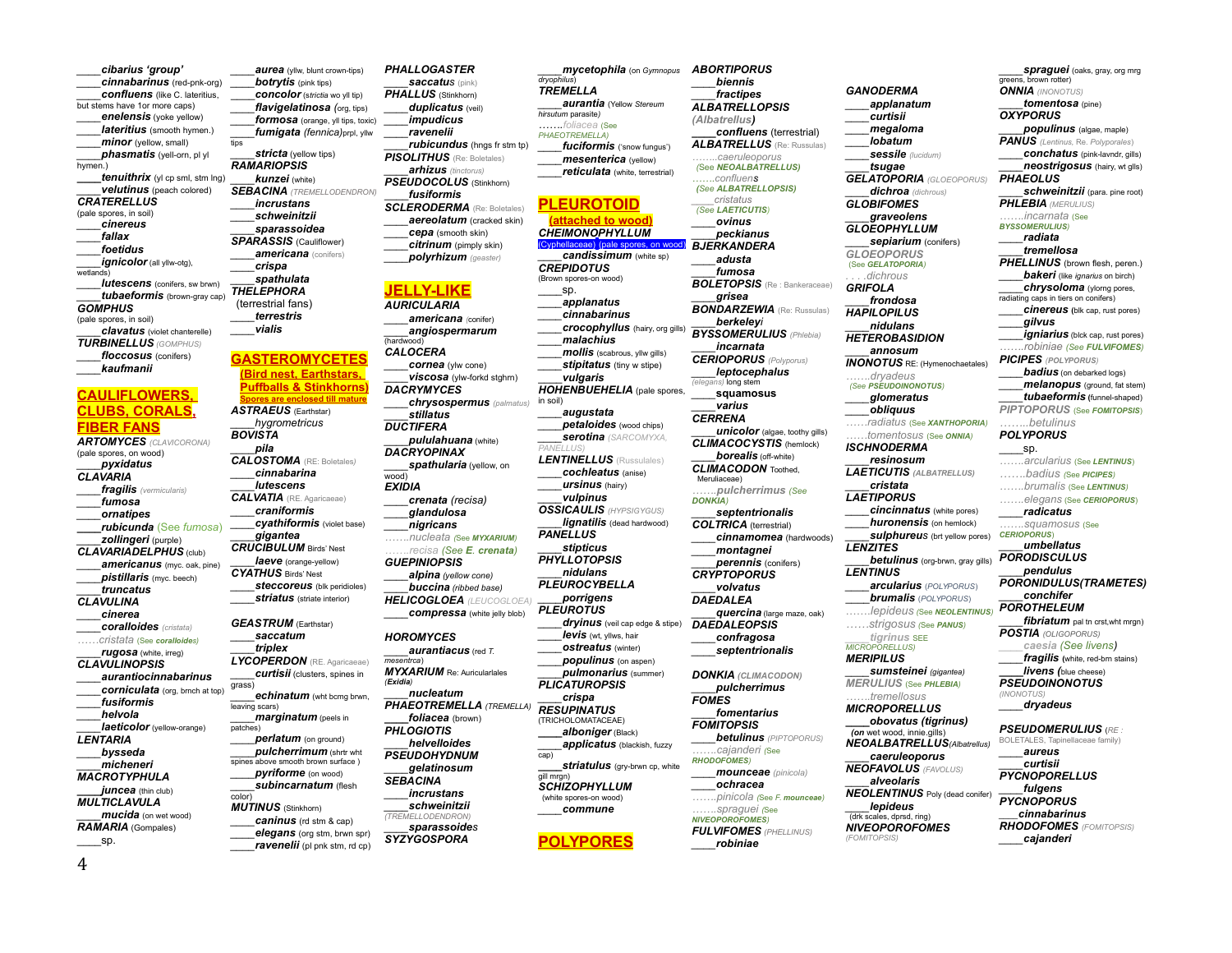____***cibarius* 'group'**
____***cinnabarinus*** (red-pnk-org)
____***confluens*** (like C. lateritius, but stems have 1or more caps)
____***enelensis*** (yoke yellow)
____***lateritius*** (smooth hymen.)
____***minor*** (yellow, small)
____***phasmatis*** (yell-orn, pl yl hymen.)
____***tenuithrix*** (yl cp sml, stm lng)
____***velutinus*** (peach colored)
***CRATERELLUS***
(pale spores, in soil)
____***cinereus***
____***fallax***
____***foetidus***
____***ignicolor*** (all yllw-otg), wetlands)
____***lutescens*** (conifers, sw brwn)
____***tubaeformis*** (brown-gray cap)
***GOMPHUS***
(pale spores, in soil)
____***clavatus*** (violet chanterelle)
***TURBINELLUS*** (GOMPHUS)
____***floccosus*** (conifers)
____***kaufmanii***

## CAULIFLOWERS, CLUBS, CORALS, FIBER FANS

***ARTOMYCES*** (CLAVICORONA)
(pale spores, on wood)
____***pyxidatus***
***CLAVARIA***
____***fragilis*** (vermicularis)
____***fumosa***
____***ornatipes***
____***rubicunda*** (See fumosa)
____***zollingeri*** (purple)
***CLAVARIADELPHUS*** (club)
____***americanus*** (myc. oak, pine)
____***pistillaris*** (myc. beech)
____***truncatus***
***CLAVULINA***
____***cinerea***
____***coralloides*** (cristata)
……*cristata* (See ***coralloides***)
____***rugosa*** (white, irreg)
***CLAVULINOPSIS***
____***aurantiocinnabarinus***
____***corniculata*** (org, brnch at top)
____***fusiformis***
____***helvola***
____***laeticolor*** (yellow-orange)
***LENTARIA***
____***byssedа***
____***micheneri***
***MACROTYPHULA***
____***juncea*** (thin club)
***MULTICLAVULA***
____***mucida*** (on wet wood)
***RAMARIA*** (Gompales)
____sp.
____***aurea*** (yllw, blunt crown-tips)
____***botrytis*** (pink tips)
____***concolor*** (*strictia* wo yl tip)
____***flavigelatinosa*** (org, tips)
____***formosa*** (orange, yll tips, toxic)
____***fumigata*** *(fennica)*prpl, yllw tips
____***stricta*** (yellow tips)
***RAMARIOPSIS***
____***kunzei*** (white)
***SEBACINA*** (TREMELLODENDRON)
____***incrustans***
____***schweinitzii***
____***sparassoidea***
***SPARASSIS*** (Cauliflower)
____***americana*** (conifers)
____***crispa***
____***spathulata***
***THELEPHORA***
(terrestrial fans)
____***terrestris***
____***vialis***

## GASTEROMYCETES
### (Bird nest, Earthstars, Puffballs & Stinkhorns)
**Spores are enclosed till mature**

***ASTRAEUS*** (Earthstar)
____*hygrometricus*
***BOVISTA***
____***pila***
***CALOSTOMA*** (RE: Boletales)
____***cinnabarina***
____***lutescens***
***CALVATIA*** (RE. Agaricaeae)
____***craniformis***
____***cyathiformis*** (violet base)
____***gigantea***
***CRUCIBULUM*** Birds' Nest
____***laeve*** (orange-yellow)
***CYATHUS*** Birds' Nest
____***steccoreus*** (blk peridioles)
____***striatus*** (striate interior)

***GEASTRUM*** (Earthstar)
____***saccatum***
____***triplex***
***LYCOPERDON*** (RE. Agaricaeae)
____***curtisii*** (clusters, spines in grass)
____***echinatum*** (wht bcmg brwn, leaving scars)
____***marginatum*** (peels in patches)
____***perlatum*** (on ground)
____***pulcherrimum*** (shrtr wht spines above smooth brown surface )
____***pyriforme*** (on wood)
____***subincarnatum*** (flesh color)
***MUTINUS*** (Stinkhorn)
____***caninus*** (rd stm & cap)
____***elegans*** (org stm, brwn spr)
____***ravenelii*** (pl pnk stm, rd cp)
***PHALLOGASTER***
____***saccatus*** (pink)
***PHALLUS*** (Stinkhorn)
____***duplicatus*** (veil)
____***impudicus***
____***ravenelii***
____***rubicundus*** (hngs fr stm tp)
***PISOLITHUS*** (Re: Boletales)
____***arhizus*** (tinctorus)
***PSEUDOCOLUS*** (Stinkhorn)
____***fusiformis***
***SCLERODERMA*** (Re: Boletales)
____***aereolatum*** (cracked skin)
____***cepa*** (smooth skin)
____***citrinum*** (pimply skin)
____***polyrhizum*** (geaster)

## JELLY-LIKE

***AURICULARIA***
____***americana*** (conifer)
____***angiospermarum*** (hardwood)
***CALOCERA***
____***cornea*** (ylw cone)
____***viscosa*** (ylw-forkd stghrn)
***DACRYMYCES***
____***chrysospermus*** (palmatus)
____***stillatus***
***DUCTIFERA***
____***pululahuana*** (white)
***DACRYOPINAX***
____***spathularia*** (yellow, on wood)
***EXIDIA***
____***crenata*** *(recisa)*
____***glandulosa***
____***nigricans***
……*nucleata* (See ***MYXARIUM***)
……*recisa* (See ***E. crenata***)
***GUEPINIOPSIS***
____***alpina*** *(yellow cone)*
____***buccina*** *(ribbed base)*
***HELICOGLOEA*** (LEUCOGLOEA)
____***compressa*** (white jelly blob)

***HOROMYCES***
____***aurantiacus*** (red *T. mesentrca*)
***MYXARIUM*** Re: Auricularlales *(Exidia)*
____***nucleatum***
***PHAEOTREMELLA*** (TREMELLA)
____***foliacea*** (brown)
***PHLOGIOTIS***
____***helvelloides***
***PSEUDOHYDNUM***
____***gelatinosum***
***SEBACINA***
____***incrustans***
____***schweinitzii***
(TREMELLODENDRON)
____***sparassoides***
***SYZYGOSPORA***
____***mycetophila*** (on *Gymnopus dryophilus*)
***TREMELLA***
____***aurantia*** (Yellow *Stereum hirsutum parasite*)
……*foliacea* (See PHAEOTREMELLA)
____***fuciformis*** ('snow fungus')
____***mesenterica*** (yellow)
____***reticulata*** (white, terrestrial)

## PLEUROTOID
### (attached to wood)

***CHEIMONOPHYLLUM***
(Cyphellaceae) (pale spores, on wood)
____***candissimum*** (white sp)
***CREPIDOTUS***
(Brown spores-on wood)
____sp.
____***applanatus***
____***cinnabarinus***
____***crocophyllus*** (hairy, org gills)
____***malachius***
____***mollis*** (scabrous, yllw gills)
____***stipitatus*** (tiny w stipe)
____***vulgaris***
***HOHENBUEHELIA*** (pale spores, in soil)
____***augustata***
____***petaloides*** (wood chips)
____***serotina*** (SARCOMYXA, PANELLUS)
***LENTINELLUS*** (Russulales)
____***cochleatus*** (anise)
____***ursinus*** (hairy)
____***vulpinus***
***OSSICAULIS*** (HYPSIGYGUS)
____***lignatilis*** (dead hardwood)
***PANELLUS***
____***stipticus***
***PHYLLOTOPSIS***
____***nidulans***
***PLEUROCYBELLA***
____***porrigens***
***PLEUROTUS***
____***dryinus*** (veil cap edge & stipe)
____***levis*** (wt, yllws, hair
____***ostreatus*** (winter)
____***populinus*** (on aspen)
____***pulmonarius*** (summer)
***PLICATUROPSIS***
____***crispa***
***RESUPINATUS***
(TRICHOLOMATACEAE)
____***alboniger*** (Black)
____***applicatus*** (blackish, fuzzy cap)
____***striatulus*** (gry-brwn cp, white gill mrgn)
***SCHIZOPHYLLUM***
(white spores-on wood)
____***commune***

## POLYPORES

***ABORTIPORUS***
____***biennis***
____***fractipes***
***ALBATRELLOPSIS***
***(Albatrellus)***
____***confluens*** (terrestrial)
***ALBATRELLUS*** (Re: Russulas)
……*caeruleoporus*
(See ***NEOALBATRELLUS***)
……*confluens*
(See ***ALBATRELLOPSIS***)
____*cristata*
(See ***LAETICUTIS***)
____***ovinus***
____***peckianus***
***BJERKANDERA***
____***adusta***
____***fumosa***
***BOLETOPSIS*** (Re : Bankeraceae)
____***grisea***
***BONDARZEWIA*** (Re: Russulas)
____***berkeleyi***
***BYSSOMERULIUS*** (Phlebia)
____***incarnata***
***CERIOPORUS*** (Polyporus)
____***leptocephalus***
(elegans) long stem
____***squamosus***
____***varius***
***CERRENA***
____***unicolor*** (algae, toothy gills)
***CLIMACOCYSTIS*** (hemlock)
____***borealis*** (off-white)
***CLIMACODON*** Toothed, Meruliaceae)
……***pulcherrimus*** (See ***DONKIA***)
____***septentrionalis***
***COLTRICA*** (terrestrial)
____***cinnamomea*** (hardwoods)
____***montagnei***
____***perennis*** (conifers)
***CRYPTOPORUS***
____***volvatus***
***DAEDALEA***
____***quercina*** (large maze, oak)
***DAEDALEOPSIS***
____***confragosa***
____***septentrionalis***

***DONKIA*** (CLIMACODON)
____***pulcherrimus***
***FOMES***
____***fomentarius***
***FOMITOPSIS***
____***betulinus*** (PIPTOPORUS)
……*cajanderi* (See ***RHODOFOMES***)
____***mounceae*** (pinicola)
____***ochracea***
……*pinicola* (See ***F. mounceae***)
……*spraguei* (See ***NIVEOPOROFOMES***)
***FULVIFOMES*** (PHELLINUS)
____***robiniae***

***GANODERMA***
____***applanatum***
____***curtisii***
____***megaloma***
____***lobatum***
____***sessile*** (lucidum)
____***tsugae***
***GELATOPORIA*** (GLOEOPORUS)
____***dichroa*** (dichrous)
***GLOBIFOMES***
____***graveolens***
***GLOEOPHYLLUM***
____***sepiarium*** (conifers)
***GLOEOPORUS***
(See ***GELATOPORIA***)
. . . .*dichrous*
***GRIFOLA***
____***frondosa***
***HAPILOPILUS***
____***nidulans***
***HETEROBASIDION***
____***annosum***
***INONOTUS*** RE: (Hymenochaetales)
……*dryadeus*
(See ***PSEUDOINONOTUS***)
____***glomeratus***
____***obliquus***
……*radiatus* (See ***XANTHOPORIA***)
……*tomentosus* (See ***ONNIA***)
***ISCHNODERMA***
____***resinosum***
***LAETICUTIS*** (ALBATRELLUS)
____***cristata***
***LAETIPORUS***
____***cincinnatus*** (white pores)
____***huronensis*** (on hemlock)
____***sulphureus*** (brt yellow pores)
***LENZITES***
____***betulinus*** (org-brwn, gray gills)
***LENTINUS***
____***arcularius*** (POLYPORUS)
____***brumalis*** (POLYPORUS)
……*lepideus* (See ***NEOLENTINUS***)
……*strigosus* (See ***PANUS***)
____*tigrinus* SEE MICROPORELLUS)
***MERIPILUS***
____***sumsteinei*** *(gigantea)*
***MERULIUS*** (See ***PHLEBIA***)
……*tremellosus*
***MICROPORELLUS***
____***obovatus (tigrinus)***
***(on*** wet wood, innie.gills)
***NEOALBATRELLUS****(Albatrellus)*
____***caeruleoporus***
***NEOFAVOLUS*** (FAVOLUS)
____***alveolaris***
***NEOLENTINUS*** Poly (dead conifer)
____***lepideus***
(drk scales, dprsd, ring)
***NIVEOPOROFOMES***
(FOMITOPSIS)
____***spraguei*** (oaks, gray, org mrg greens, brown rotter)
***ONNIA*** (INONOTUS)
____***tomentosa*** (pine)
***OXYPORUS***
____***populinus*** (algae, maple)
***PANUS*** (Lentinus, Re. Polyporales)
____***conchatus*** (pink-lavndr, gills)
____***neostrigosus*** (hairy, wt glls)
***PHAEOLUS***
____***schweinitzii*** (para. pine root)
***PHLEBIA*** (MERULIUS)
……*incarnata* (See ***BYSSOMERULIUS***)
____***radiata***
____***tremellosa***
***PHELLINUS*** (brown flesh, peren.)
____***bakeri*** (like *ignarius* on birch)
____***chrysoloma*** (ylorng pores, radiating caps in tiers on conifers)
____***cinereus*** (blk cap, rust pores)
____***gilvus***
____***igniarius*** (blck cap, rust pores)
……*robiniae* (See ***FULVIFOMES***)
***PICIPES*** (POLYPORUS)
____***badius*** (on debarked logs)
____***melanopus*** (ground, fat stem)
____***tubaeformis*** (funnel-shaped)
***PIPTOPORUS*** (See ***FOMITOPSIS***)
……*betulinus*
***POLYPORUS***
____sp.
……*arcularius* (See ***LENTINUS***)
……*badius* (See ***PICIPES***)
……*brumalis* (See ***LENTINUS***)
……*elegans* (See ***CERIOPORUS***)
____***radicatus***
……*squamosus* (See ***CERIOPORUS***)
____***umbellatus***
***PORODISCULUS***
____***pendulus***
***PORONIDULUS(TRAMETES)***
____***conchifer***
***POROTHELEUM***
____***fibriatum*** pal tn crst,wht mrgn)
***POSTIA*** (OLIGOPORUS)
____*caesia* (See livens)
____***fragilis*** (white, red-brn stains)
____***livens*** (blue cheese)
***PSEUDOINONOTUS***
(INONOTUS)
____***dryadeus***

***PSEUDOMERULIUS*** (RE : BOLETALES, Tapinellaceae family)
____***aureus***
____***curtisii***
***PYCNOPORELLUS***
____***fulgens***
***PYCNOPORUS***
____***cinnabarinus***
***RHODOFOMES*** (FOMITOPSIS)
____***cajanderi***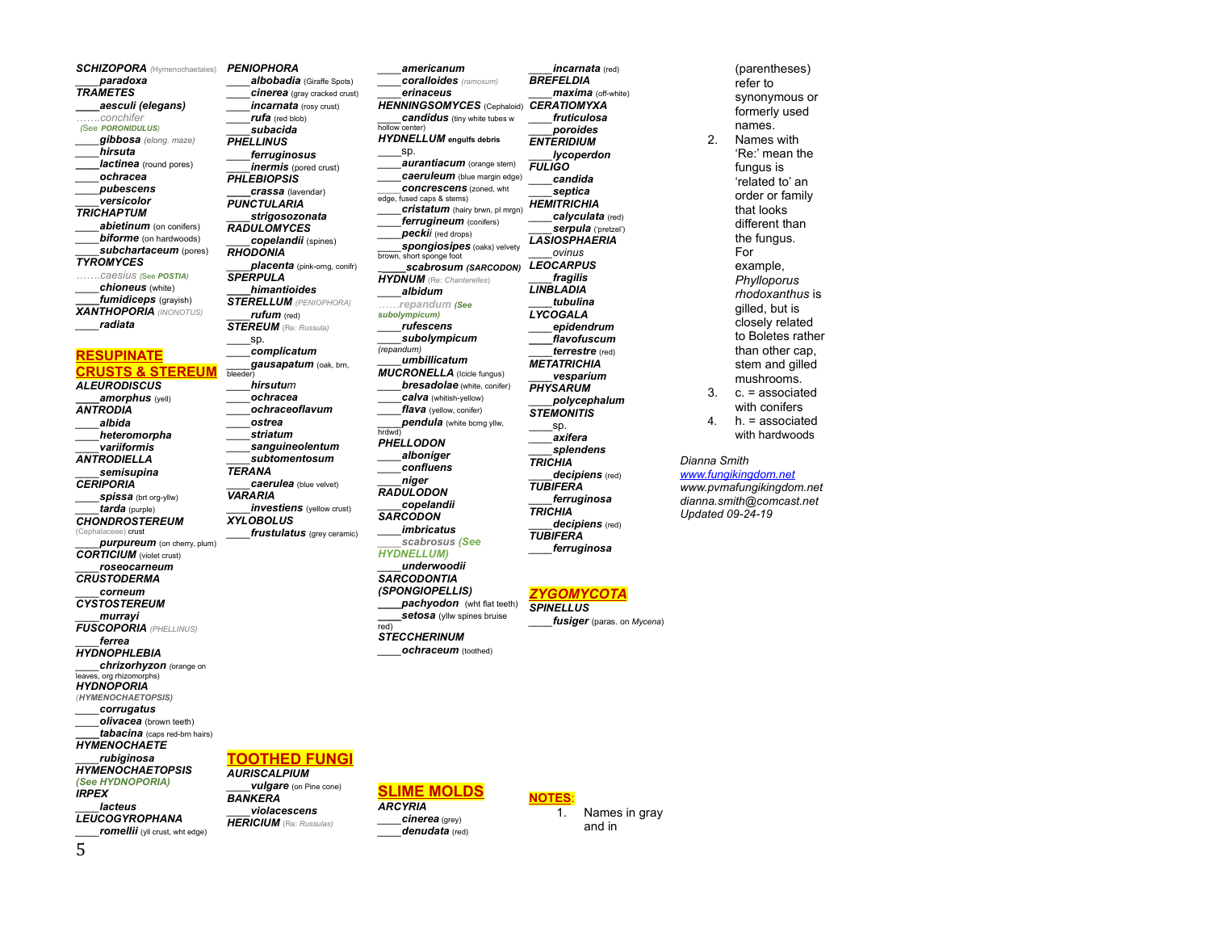**SCHIZOPORA** (Hymenochaetales)
____***paradoxa***
**TRAMETES**
____***aesculi (elegans)***
…….*conchifer*
(See ***PORONIDULUS***)
____***gibbosa*** *(elong. maze)*
____***hirsuta***
____***lactinea*** (round pores)
____***ochracea***
____***pubescens***
____***versicolor***
**TRICHAPTUM**
____***abietinum*** (on conifers)
____***biforme*** (on hardwoods)
____***subchartaceum*** (pores)
**TYROMYCES**
…….*caesius* (See ***POSTIA***)
____***chioneus*** (white)
____***fumidiceps*** (grayish)
**XANTHOPORIA** *(INONOTUS)*
____***radiata***

## RESUPINATE CRUSTS & STEREUM

**ALEURODISCUS**
____***amorphus*** (yell)
**ANTRODIA**
____***albida***
____***heteromorpha***
____***variiformis***
**ANTRODIELLA**
____***semisupina***
**CERIPORIA**
____***spissa*** (brt org-yllw)
____***tarda*** (purple)
**CHONDROSTEREUM**
(Cephalaceae) crust
____***purpureum*** (on cherry, plum)
**CORTICIUM** (violet crust)
____***roseocarneum***
**CRUSTODERMA**
____***corneum***
**CYSTOSTEREUM**
____***murrayi***
**FUSCOPORIA** *(PHELLINUS)*
____***ferrea***
**HYDNOPHLEBIA**
____***chrizorhyzon*** (orange on leaves, org rhizomorphs)
**HYDNOPORIA**
*(**HYMENOCHAETOPSIS**)*
____***corrugatus***
____***olivacea*** (brown teeth)
____***tabacina*** (caps red-brn hairs)
**HYMENOCHAETE**
____***rubiginosa***
**HYMENOCHAETOPSIS**
***(See HYDNOPORIA)***
**IRPEX**
____***lacteus***
**LEUCOGYROPHANA**
____***romellii*** (yll crust, wht edge)
**PENIOPHORA**
____***albobadia*** (Giraffe Spots)
____***cinerea*** (gray cracked crust)
____***incarnata*** (rosy crust)
____***rufa*** (red blob)
____***subacida***
**PHELLINUS**
____***ferruginosus***
____***inermis*** (pored crust)
**PHLEBIOPSIS**
____***crassa*** (lavendar)
**PUNCTULARIA**
____***strigosozonata***
**RADULOMYCES**
____***copelandii*** (spines)
**RHODONIA**
____***placenta*** (pink-orng, conifr)
**SPERPULA**
____***himantioides***
**STERELLUM** *(PENIOPHORA)*
____***rufum*** (red)
**STEREUM** *(Re: Russula)*
____sp.
____***complicatum***
____***gausapatum*** (oak, brn, bleeder)
____***hirsutum***
____***ochracea***
____***ochraceoflavum***
____***ostrea***
____***striatum***
____***sanguineolentum***
____***subtomentosum***
**TERANA**
____***caerulea*** (blue velvet)
**VARARIA**
____***investiens*** (yellow crust)
**XYLOBOLUS**
____***frustulatus*** (grey ceramic)

## TOOTHED FUNGI

**AURISCALPIUM**
____***vulgare*** (on Pine cone)
**BANKERA**
____***violascescens***
**HERICIUM** *(Re: Russulas)*
____***americanum***
____***coralloides*** *(ramosum)*
____***erinaceus***
**HENNINGSOMYCES** (Cephaloid)
____***candidus*** (tiny white tubes w hollow center)
**HYDNELLUM** **engulfs debris**
____sp.
____***aurantiacum*** (orange stem)
____***caeruleum*** (blue margin edge)
____***concrescens*** (zoned, wht edge, fused caps & stems)
____***cristatum*** (hairy brwn, pl mrgn)
____***ferrugineum*** (conifers)
____***peckii*** (red drops)
____***spongiosipes*** (oaks) velvety brown, short sponge foot
____***scabrosum (SARCODON)***
**HYDNUM** *(Re: Chanterelles)*
____***albidum***
……***repandum (See subolympicum)***
____***rufescens***
____***subolympicum*** *(repandum)*
____***umbillicatum***
**MUCRONELLA** (Icicle fungus)
____***bresadolae*** (white, conifer)
____***calva*** (whitish-yellow)
____***flava*** (yellow, conifer)
____***pendula*** (white bcmg yllw, hrdwd)
**PHELLODON**
____***alboniger***
____***confluens***
____***niger***
**RADULODON**
____***copelandii***
**SARCODON**
____***imbricatus***
____***scabrosus (See HYDNELLUM)***
____***underwoodii***
**SARCODONTIA (SPONGIOPELLIS)**
____***pachyodon*** (wht flat teeth)
____***setosa*** (yllw spines bruise red)
**STECCHERINUM**
____***ochraceum*** (toothed)

## SLIME MOLDS

**ARCYRIA**
____***cinerea*** (grey)
____***denudata*** (red)
____***incarnata*** (red)
**BREFELDIA**
____***maxima*** (off-white)
**CERATIOMYXA**
____***fruticulosa***
____***poroides***
**ENTERIDIUM**
____***lycoperdon***
**FULIGO**
____***candida***
____***septica***
**HEMITRICHIA**
____***calyculata*** (red)
____***serpula*** ('pretzel')
**LASIOSPHAERIA**
____*ovinus*
**LEOCARPUS**
____***fragilis***
**LINBLADIA**
____***tubulina***
**LYCOGALA**
____***epidendrum***
____***flavofuscum***
____***terrestre*** (red)
**METATRICHIA**
____***vesparium***
**PHYSARUM**
____***polycephalum***
**STEMONITIS**
____sp.
____***axifera***
____***splendens***
**TRICHIA**
____***decipiens*** (red)
**TUBIFERA**
____***ferruginosa***
**TRICHIA**
____***decipiens*** (red)
**TUBIFERA**
____***ferruginosa***

## *ZYGOMYCOTA*

**SPINELLUS**
____***fusiger*** (paras. on *Mycena*)

## NOTES:

1. Names in gray and in (parentheses) refer to synonymous or formerly used names.
2. Names with 'Re:' mean the fungus is 'related to' an order or family that looks different than the fungus. For example, *Phylloporus rhodoxanthus* is gilled, but is closely related to Boletes rather than other cap, stem and gilled mushrooms.
3. c. = associated with conifers
4. h. = associated with hardwoods

*Dianna Smith*
*www.fungikingdom.net*
*www.pvmafungikingdom.net*
*dianna.smith@comcast.net*
*Updated 09-24-19*